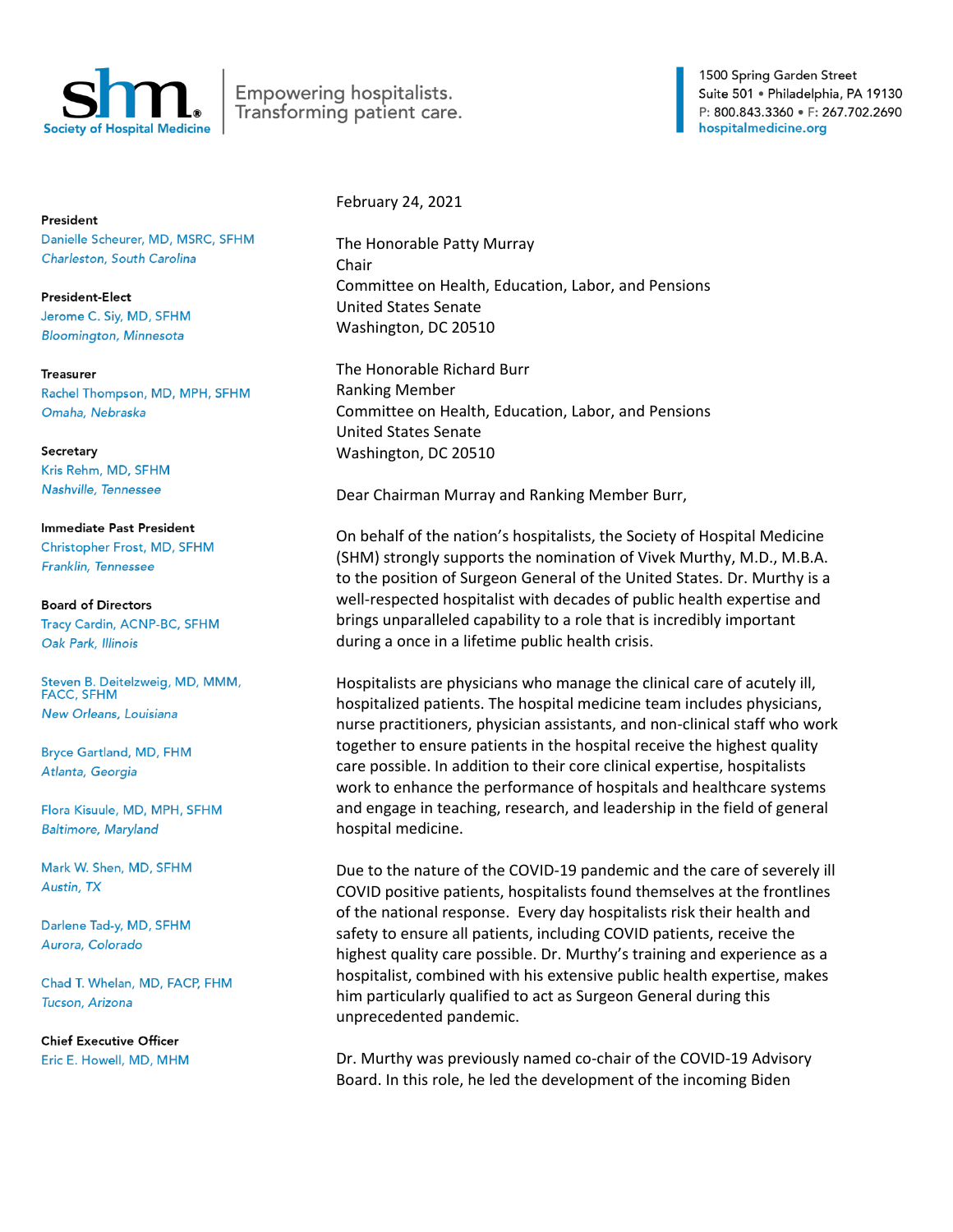**shm.** Society of Hospital Medicine | Empowering hospitalists. Transforming patient care.

1500 Spring Garden Street
Suite 501 • Philadelphia, PA 19130
P: 800.843.3360 • F: 267.702.2690
hospitalmedicine.org

**President**
Danielle Scheurer, MD, MSRC, SFHM
*Charleston, South Carolina*

**President-Elect**
Jerome C. Siy, MD, SFHM
*Bloomington, Minnesota*

**Treasurer**
Rachel Thompson, MD, MPH, SFHM
*Omaha, Nebraska*

**Secretary**
Kris Rehm, MD, SFHM
*Nashville, Tennessee*

**Immediate Past President**
Christopher Frost, MD, SFHM
*Franklin, Tennessee*

**Board of Directors**
Tracy Cardin, ACNP-BC, SFHM
*Oak Park, Illinois*

Steven B. Deitelzweig, MD, MMM, FACC, SFHM
*New Orleans, Louisiana*

Bryce Gartland, MD, FHM
*Atlanta, Georgia*

Flora Kisuule, MD, MPH, SFHM
*Baltimore, Maryland*

Mark W. Shen, MD, SFHM
*Austin, TX*

Darlene Tad-y, MD, SFHM
*Aurora, Colorado*

Chad T. Whelan, MD, FACP, FHM
*Tucson, Arizona*

**Chief Executive Officer**
Eric E. Howell, MD, MHM

February 24, 2021

The Honorable Patty Murray
Chair
Committee on Health, Education, Labor, and Pensions
United States Senate
Washington, DC 20510

The Honorable Richard Burr
Ranking Member
Committee on Health, Education, Labor, and Pensions
United States Senate
Washington, DC 20510

Dear Chairman Murray and Ranking Member Burr,

On behalf of the nation's hospitalists, the Society of Hospital Medicine (SHM) strongly supports the nomination of Vivek Murthy, M.D., M.B.A. to the position of Surgeon General of the United States. Dr. Murthy is a well-respected hospitalist with decades of public health expertise and brings unparalleled capability to a role that is incredibly important during a once in a lifetime public health crisis.

Hospitalists are physicians who manage the clinical care of acutely ill, hospitalized patients. The hospital medicine team includes physicians, nurse practitioners, physician assistants, and non-clinical staff who work together to ensure patients in the hospital receive the highest quality care possible. In addition to their core clinical expertise, hospitalists work to enhance the performance of hospitals and healthcare systems and engage in teaching, research, and leadership in the field of general hospital medicine.

Due to the nature of the COVID-19 pandemic and the care of severely ill COVID positive patients, hospitalists found themselves at the frontlines of the national response. Every day hospitalists risk their health and safety to ensure all patients, including COVID patients, receive the highest quality care possible. Dr. Murthy's training and experience as a hospitalist, combined with his extensive public health expertise, makes him particularly qualified to act as Surgeon General during this unprecedented pandemic.

Dr. Murthy was previously named co-chair of the COVID-19 Advisory Board. In this role, he led the development of the incoming Biden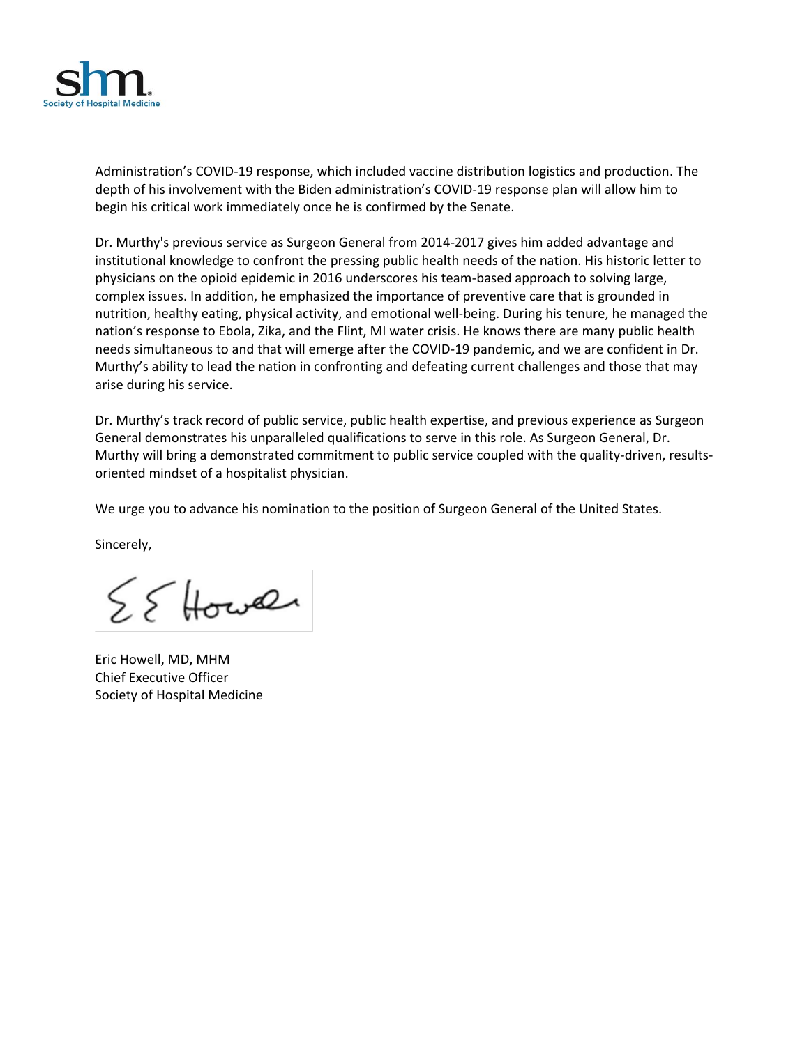Administration's COVID-19 response, which included vaccine distribution logistics and production. The depth of his involvement with the Biden administration's COVID-19 response plan will allow him to begin his critical work immediately once he is confirmed by the Senate.

Dr. Murthy's previous service as Surgeon General from 2014-2017 gives him added advantage and institutional knowledge to confront the pressing public health needs of the nation. His historic letter to physicians on the opioid epidemic in 2016 underscores his team-based approach to solving large, complex issues. In addition, he emphasized the importance of preventive care that is grounded in nutrition, healthy eating, physical activity, and emotional well-being. During his tenure, he managed the nation's response to Ebola, Zika, and the Flint, MI water crisis. He knows there are many public health needs simultaneous to and that will emerge after the COVID-19 pandemic, and we are confident in Dr. Murthy's ability to lead the nation in confronting and defeating current challenges and those that may arise during his service.

Dr. Murthy's track record of public service, public health expertise, and previous experience as Surgeon General demonstrates his unparalleled qualifications to serve in this role. As Surgeon General, Dr. Murthy will bring a demonstrated commitment to public service coupled with the quality-driven, results-oriented mindset of a hospitalist physician.

We urge you to advance his nomination to the position of Surgeon General of the United States.

Sincerely,

Eric Howell, MD, MHM
Chief Executive Officer
Society of Hospital Medicine